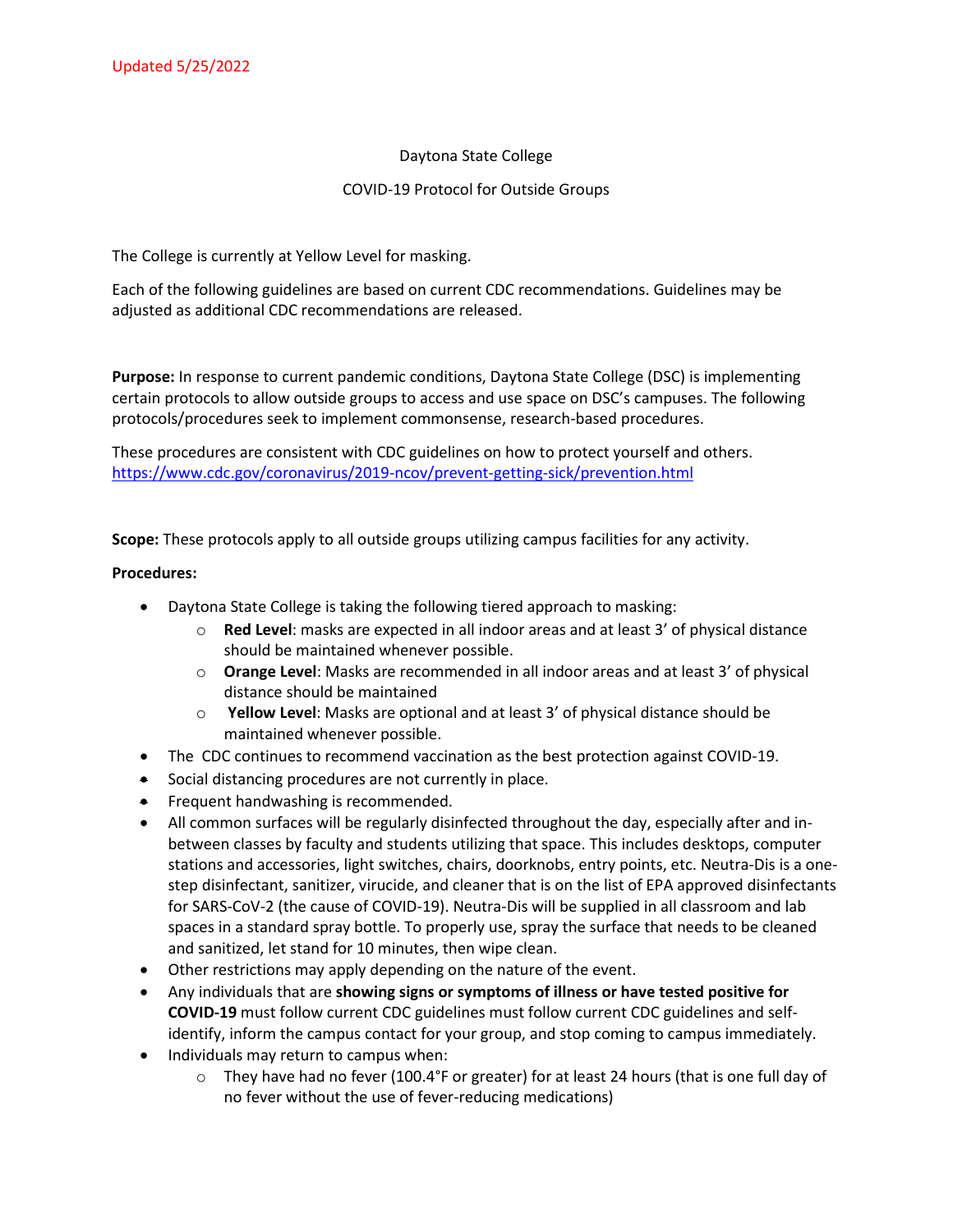Updated 5/25/2022

Daytona State College

COVID-19 Protocol for Outside Groups

The College is currently at Yellow Level for masking.

Each of the following guidelines are based on current CDC recommendations. Guidelines may be adjusted as additional CDC recommendations are released.

**Purpose:** In response to current pandemic conditions, Daytona State College (DSC) is implementing certain protocols to allow outside groups to access and use space on DSC's campuses. The following protocols/procedures seek to implement commonsense, research-based procedures.

These procedures are consistent with CDC guidelines on how to protect yourself and others. https://www.cdc.gov/coronavirus/2019-ncov/prevent-getting-sick/prevention.html

**Scope:** These protocols apply to all outside groups utilizing campus facilities for any activity.

**Procedures:**

- Daytona State College is taking the following tiered approach to masking:
  - **Red Level**: masks are expected in all indoor areas and at least 3' of physical distance should be maintained whenever possible.
  - **Orange Level**: Masks are recommended in all indoor areas and at least 3' of physical distance should be maintained
  - **Yellow Level**: Masks are optional and at least 3' of physical distance should be maintained whenever possible.
- The CDC continues to recommend vaccination as the best protection against COVID-19.
- Social distancing procedures are not currently in place.
- Frequent handwashing is recommended.
- All common surfaces will be regularly disinfected throughout the day, especially after and in-between classes by faculty and students utilizing that space. This includes desktops, computer stations and accessories, light switches, chairs, doorknobs, entry points, etc. Neutra-Dis is a one-step disinfectant, sanitizer, virucide, and cleaner that is on the list of EPA approved disinfectants for SARS-CoV-2 (the cause of COVID-19). Neutra-Dis will be supplied in all classroom and lab spaces in a standard spray bottle. To properly use, spray the surface that needs to be cleaned and sanitized, let stand for 10 minutes, then wipe clean.
- Other restrictions may apply depending on the nature of the event.
- Any individuals that are **showing signs or symptoms of illness or have tested positive for COVID-19** must follow current CDC guidelines must follow current CDC guidelines and self-identify, inform the campus contact for your group, and stop coming to campus immediately.
- Individuals may return to campus when:
  - They have had no fever (100.4°F or greater) for at least 24 hours (that is one full day of no fever without the use of fever-reducing medications)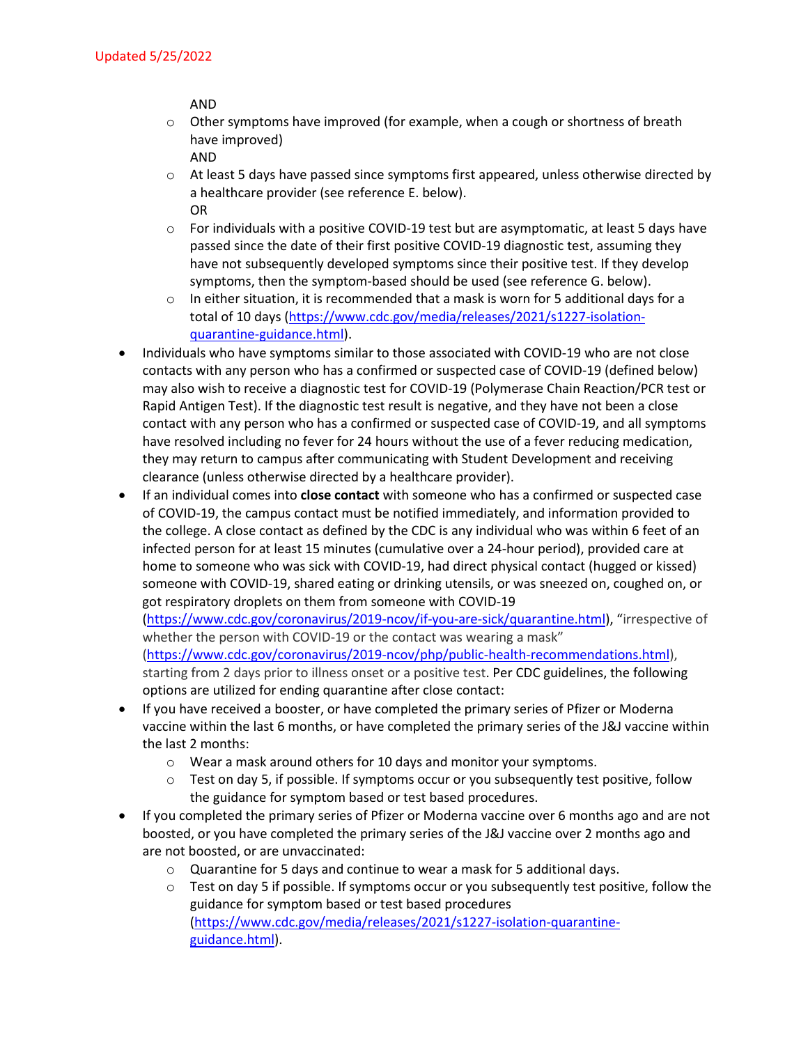Updated 5/25/2022

AND

- Other symptoms have improved (for example, when a cough or shortness of breath have improved)
  AND
- At least 5 days have passed since symptoms first appeared, unless otherwise directed by a healthcare provider (see reference E. below).
  OR
- For individuals with a positive COVID-19 test but are asymptomatic, at least 5 days have passed since the date of their first positive COVID-19 diagnostic test, assuming they have not subsequently developed symptoms since their positive test. If they develop symptoms, then the symptom-based should be used (see reference G. below).
- In either situation, it is recommended that a mask is worn for 5 additional days for a total of 10 days (https://www.cdc.gov/media/releases/2021/s1227-isolation-quarantine-guidance.html).

- Individuals who have symptoms similar to those associated with COVID-19 who are not close contacts with any person who has a confirmed or suspected case of COVID-19 (defined below) may also wish to receive a diagnostic test for COVID-19 (Polymerase Chain Reaction/PCR test or Rapid Antigen Test). If the diagnostic test result is negative, and they have not been a close contact with any person who has a confirmed or suspected case of COVID-19, and all symptoms have resolved including no fever for 24 hours without the use of a fever reducing medication, they may return to campus after communicating with Student Development and receiving clearance (unless otherwise directed by a healthcare provider).
- If an individual comes into **close contact** with someone who has a confirmed or suspected case of COVID-19, the campus contact must be notified immediately, and information provided to the college. A close contact as defined by the CDC is any individual who was within 6 feet of an infected person for at least 15 minutes (cumulative over a 24-hour period), provided care at home to someone who was sick with COVID-19, had direct physical contact (hugged or kissed) someone with COVID-19, shared eating or drinking utensils, or was sneezed on, coughed on, or got respiratory droplets on them from someone with COVID-19 (https://www.cdc.gov/coronavirus/2019-ncov/if-you-are-sick/quarantine.html), "irrespective of whether the person with COVID-19 or the contact was wearing a mask" (https://www.cdc.gov/coronavirus/2019-ncov/php/public-health-recommendations.html), starting from 2 days prior to illness onset or a positive test. Per CDC guidelines, the following options are utilized for ending quarantine after close contact:
- If you have received a booster, or have completed the primary series of Pfizer or Moderna vaccine within the last 6 months, or have completed the primary series of the J&J vaccine within the last 2 months:
  - Wear a mask around others for 10 days and monitor your symptoms.
  - Test on day 5, if possible. If symptoms occur or you subsequently test positive, follow the guidance for symptom based or test based procedures.
- If you completed the primary series of Pfizer or Moderna vaccine over 6 months ago and are not boosted, or you have completed the primary series of the J&J vaccine over 2 months ago and are not boosted, or are unvaccinated:
  - Quarantine for 5 days and continue to wear a mask for 5 additional days.
  - Test on day 5 if possible. If symptoms occur or you subsequently test positive, follow the guidance for symptom based or test based procedures (https://www.cdc.gov/media/releases/2021/s1227-isolation-quarantine-guidance.html).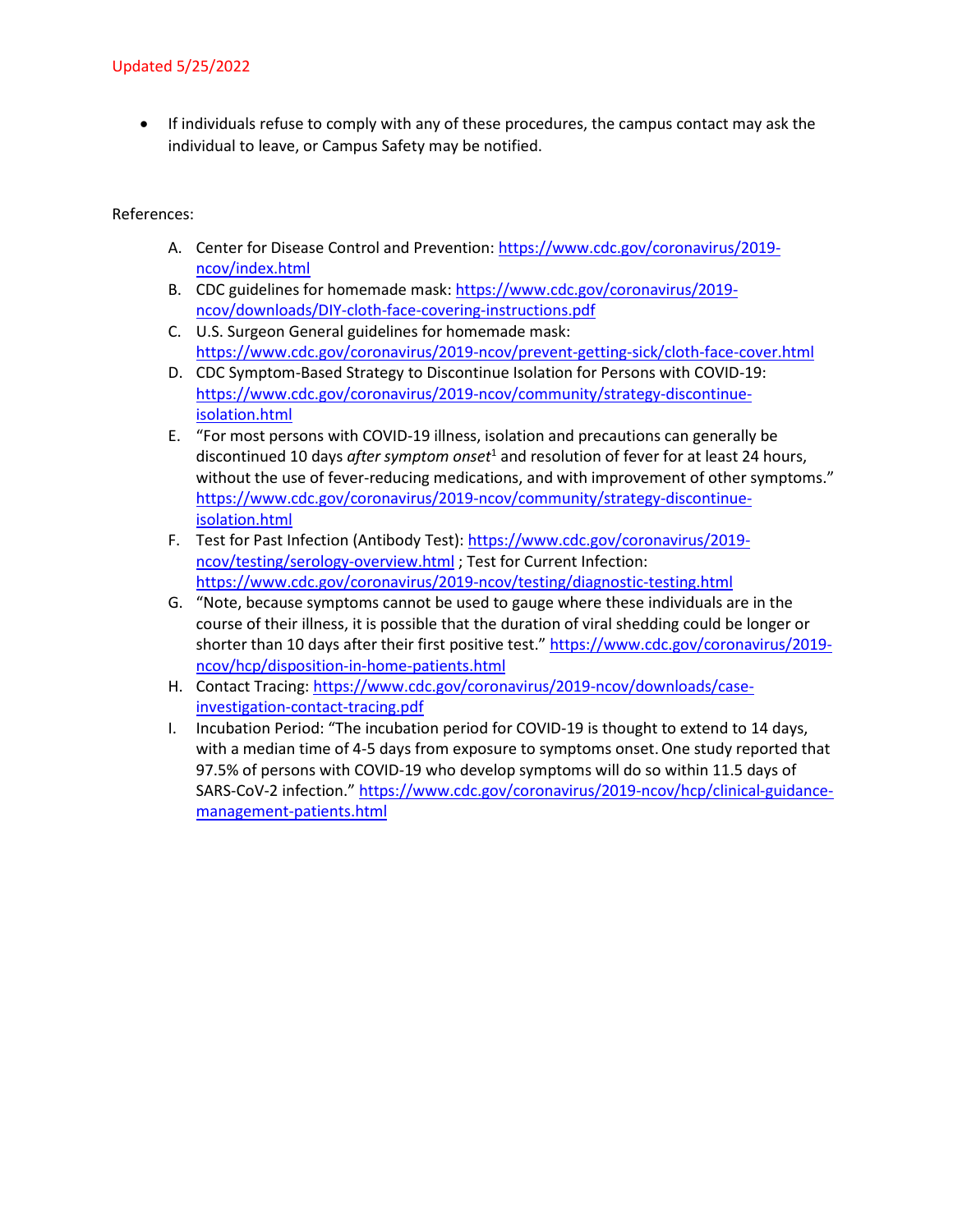Updated 5/25/2022

- If individuals refuse to comply with any of these procedures, the campus contact may ask the individual to leave, or Campus Safety may be notified.

References:

A. Center for Disease Control and Prevention: https://www.cdc.gov/coronavirus/2019-ncov/index.html

B. CDC guidelines for homemade mask: https://www.cdc.gov/coronavirus/2019-ncov/downloads/DIY-cloth-face-covering-instructions.pdf

C. U.S. Surgeon General guidelines for homemade mask: https://www.cdc.gov/coronavirus/2019-ncov/prevent-getting-sick/cloth-face-cover.html

D. CDC Symptom-Based Strategy to Discontinue Isolation for Persons with COVID-19: https://www.cdc.gov/coronavirus/2019-ncov/community/strategy-discontinue-isolation.html

E. "For most persons with COVID-19 illness, isolation and precautions can generally be discontinued 10 days *after symptom onset*[1] and resolution of fever for at least 24 hours, without the use of fever-reducing medications, and with improvement of other symptoms." https://www.cdc.gov/coronavirus/2019-ncov/community/strategy-discontinue-isolation.html

F. Test for Past Infection (Antibody Test): https://www.cdc.gov/coronavirus/2019-ncov/testing/serology-overview.html ; Test for Current Infection: https://www.cdc.gov/coronavirus/2019-ncov/testing/diagnostic-testing.html

G. "Note, because symptoms cannot be used to gauge where these individuals are in the course of their illness, it is possible that the duration of viral shedding could be longer or shorter than 10 days after their first positive test." https://www.cdc.gov/coronavirus/2019-ncov/hcp/disposition-in-home-patients.html

H. Contact Tracing: https://www.cdc.gov/coronavirus/2019-ncov/downloads/case-investigation-contact-tracing.pdf

I. Incubation Period: "The incubation period for COVID-19 is thought to extend to 14 days, with a median time of 4-5 days from exposure to symptoms onset. One study reported that 97.5% of persons with COVID-19 who develop symptoms will do so within 11.5 days of SARS-CoV-2 infection." https://www.cdc.gov/coronavirus/2019-ncov/hcp/clinical-guidance-management-patients.html